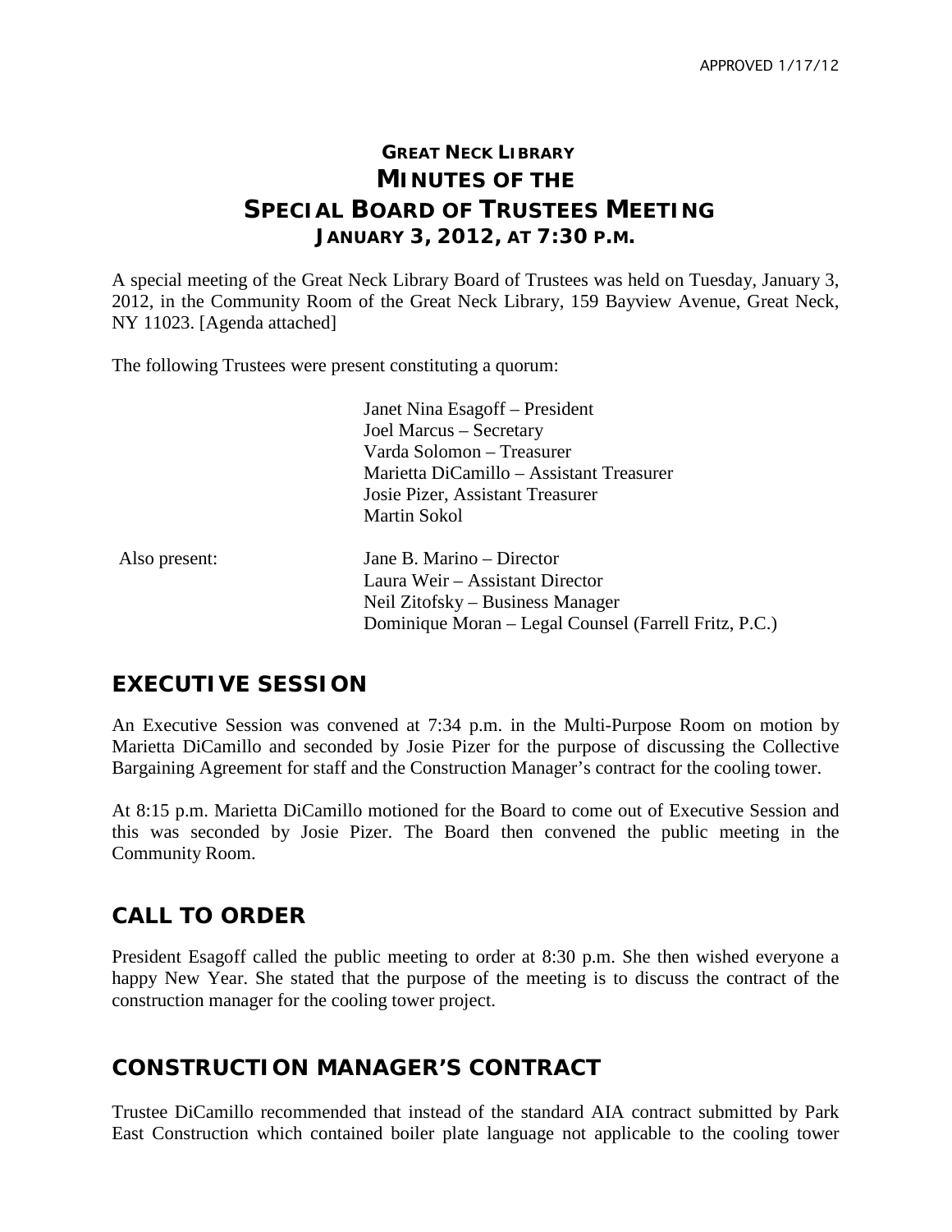APPROVED 1/17/12

# GREAT NECK LIBRARY
# MINUTES OF THE
# SPECIAL BOARD OF TRUSTEES MEETING
## JANUARY 3, 2012, AT 7:30 P.M.

A special meeting of the Great Neck Library Board of Trustees was held on Tuesday, January 3, 2012, in the Community Room of the Great Neck Library, 159 Bayview Avenue, Great Neck, NY 11023. [Agenda attached]

The following Trustees were present constituting a quorum:

Janet Nina Esagoff – President
Joel Marcus – Secretary
Varda Solomon – Treasurer
Marietta DiCamillo – Assistant Treasurer
Josie Pizer, Assistant Treasurer
Martin Sokol

Also present:

Jane B. Marino – Director
Laura Weir – Assistant Director
Neil Zitofsky – Business Manager
Dominique Moran – Legal Counsel (Farrell Fritz, P.C.)

## EXECUTIVE SESSION

An Executive Session was convened at 7:34 p.m. in the Multi-Purpose Room on motion by Marietta DiCamillo and seconded by Josie Pizer for the purpose of discussing the Collective Bargaining Agreement for staff and the Construction Manager's contract for the cooling tower.

At 8:15 p.m. Marietta DiCamillo motioned for the Board to come out of Executive Session and this was seconded by Josie Pizer. The Board then convened the public meeting in the Community Room.

## CALL TO ORDER

President Esagoff called the public meeting to order at 8:30 p.m. She then wished everyone a happy New Year. She stated that the purpose of the meeting is to discuss the contract of the construction manager for the cooling tower project.

## CONSTRUCTION MANAGER'S CONTRACT

Trustee DiCamillo recommended that instead of the standard AIA contract submitted by Park East Construction which contained boiler plate language not applicable to the cooling tower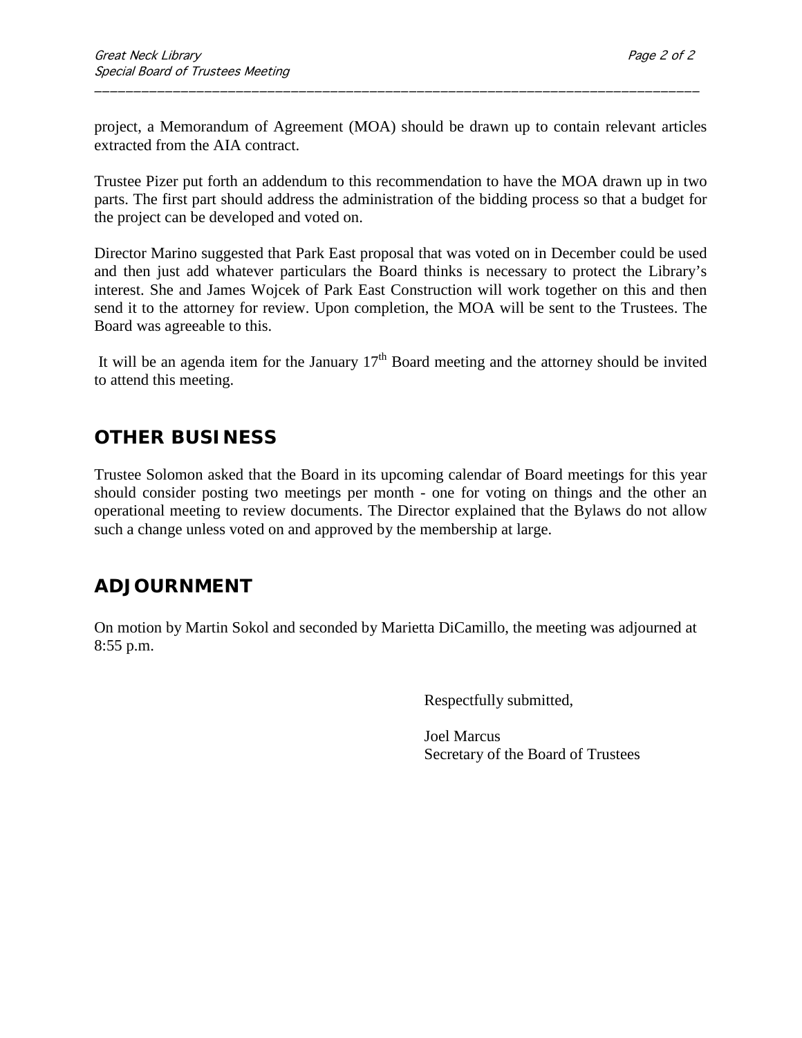project, a Memorandum of Agreement (MOA) should be drawn up to contain relevant articles extracted from the AIA contract.

Trustee Pizer put forth an addendum to this recommendation to have the MOA drawn up in two parts. The first part should address the administration of the bidding process so that a budget for the project can be developed and voted on.

Director Marino suggested that Park East proposal that was voted on in December could be used and then just add whatever particulars the Board thinks is necessary to protect the Library's interest. She and James Wojcek of Park East Construction will work together on this and then send it to the attorney for review. Upon completion, the MOA will be sent to the Trustees. The Board was agreeable to this.

It will be an agenda item for the January 17th Board meeting and the attorney should be invited to attend this meeting.

## OTHER BUSINESS

Trustee Solomon asked that the Board in its upcoming calendar of Board meetings for this year should consider posting two meetings per month - one for voting on things and the other an operational meeting to review documents. The Director explained that the Bylaws do not allow such a change unless voted on and approved by the membership at large.

## ADJOURNMENT

On motion by Martin Sokol and seconded by Marietta DiCamillo, the meeting was adjourned at 8:55 p.m.

Respectfully submitted,

Joel Marcus
Secretary of the Board of Trustees